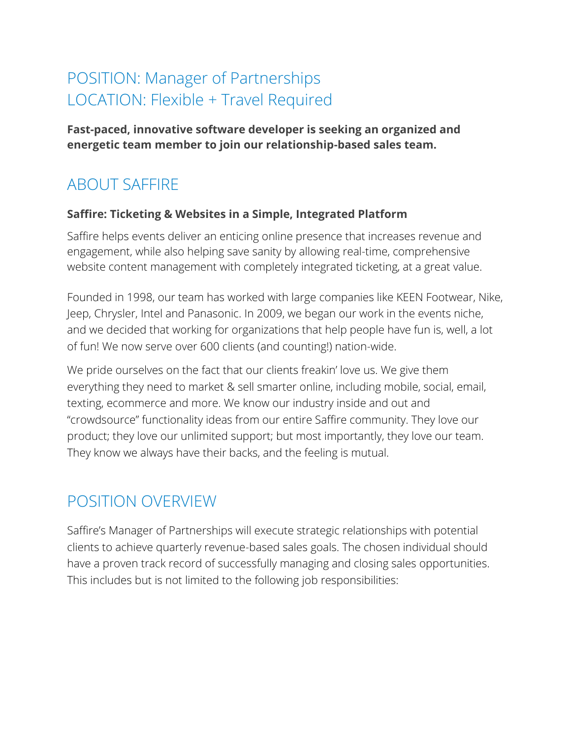# POSITION: Manager of Partnerships
# LOCATION: Flexible + Travel Required

**Fast-paced, innovative software developer is seeking an organized and energetic team member to join our relationship-based sales team.**

## ABOUT SAFFIRE

**Saffire: Ticketing & Websites in a Simple, Integrated Platform**

Saffire helps events deliver an enticing online presence that increases revenue and engagement, while also helping save sanity by allowing real-time, comprehensive website content management with completely integrated ticketing, at a great value.

Founded in 1998, our team has worked with large companies like KEEN Footwear, Nike, Jeep, Chrysler, Intel and Panasonic. In 2009, we began our work in the events niche, and we decided that working for organizations that help people have fun is, well, a lot of fun! We now serve over 600 clients (and counting!) nation-wide.

We pride ourselves on the fact that our clients freakin' love us. We give them everything they need to market & sell smarter online, including mobile, social, email, texting, ecommerce and more. We know our industry inside and out and "crowdsource" functionality ideas from our entire Saffire community. They love our product; they love our unlimited support; but most importantly, they love our team. They know we always have their backs, and the feeling is mutual.

## POSITION OVERVIEW

Saffire's Manager of Partnerships will execute strategic relationships with potential clients to achieve quarterly revenue-based sales goals. The chosen individual should have a proven track record of successfully managing and closing sales opportunities. This includes but is not limited to the following job responsibilities: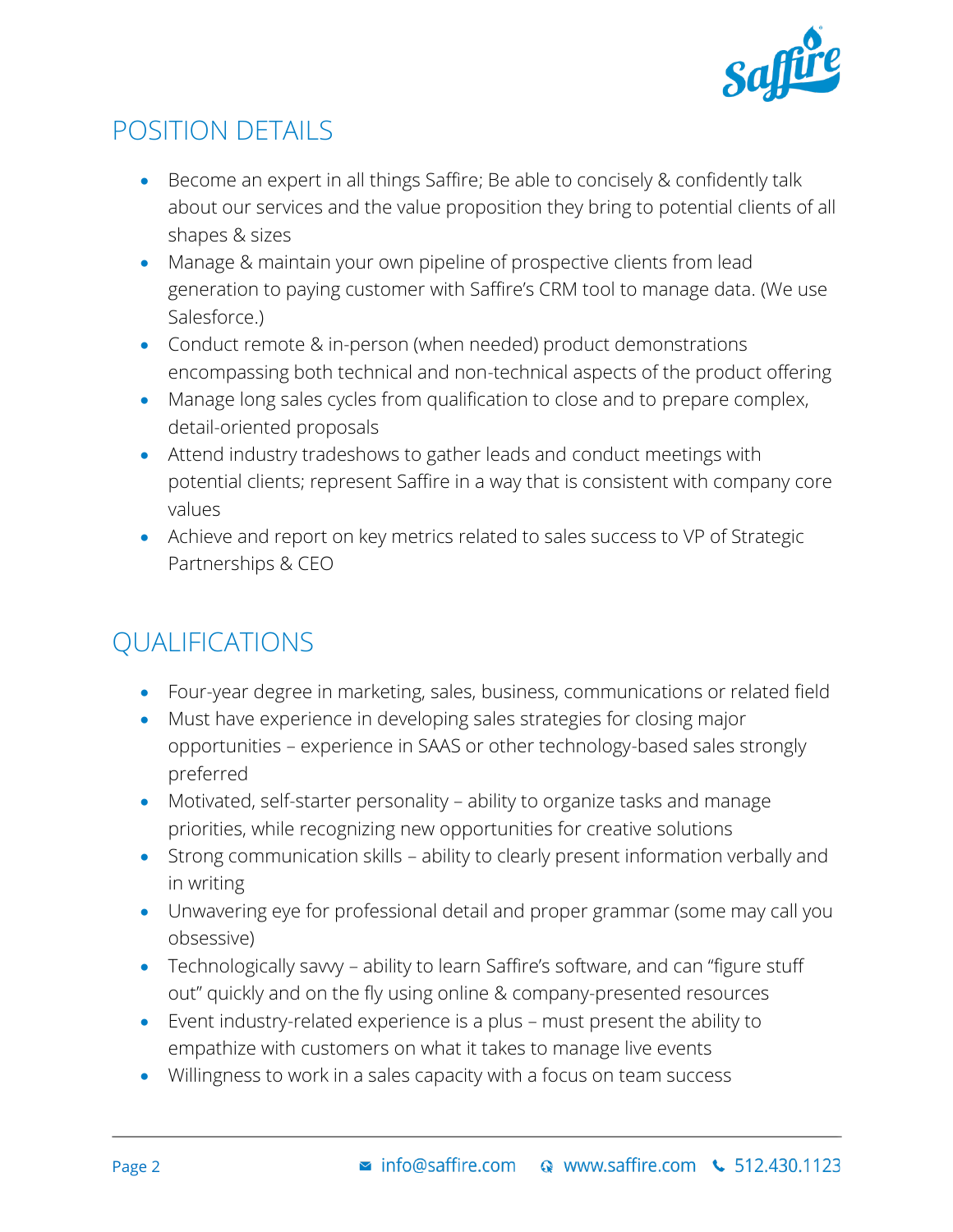## POSITION DETAILS

- Become an expert in all things Saffire; Be able to concisely & confidently talk about our services and the value proposition they bring to potential clients of all shapes & sizes
- Manage & maintain your own pipeline of prospective clients from lead generation to paying customer with Saffire's CRM tool to manage data. (We use Salesforce.)
- Conduct remote & in-person (when needed) product demonstrations encompassing both technical and non-technical aspects of the product offering
- Manage long sales cycles from qualification to close and to prepare complex, detail-oriented proposals
- Attend industry tradeshows to gather leads and conduct meetings with potential clients; represent Saffire in a way that is consistent with company core values
- Achieve and report on key metrics related to sales success to VP of Strategic Partnerships & CEO

## QUALIFICATIONS

- Four-year degree in marketing, sales, business, communications or related field
- Must have experience in developing sales strategies for closing major opportunities – experience in SAAS or other technology-based sales strongly preferred
- Motivated, self-starter personality – ability to organize tasks and manage priorities, while recognizing new opportunities for creative solutions
- Strong communication skills – ability to clearly present information verbally and in writing
- Unwavering eye for professional detail and proper grammar (some may call you obsessive)
- Technologically savvy – ability to learn Saffire's software, and can "figure stuff out" quickly and on the fly using online & company-presented resources
- Event industry-related experience is a plus – must present the ability to empathize with customers on what it takes to manage live events
- Willingness to work in a sales capacity with a focus on team success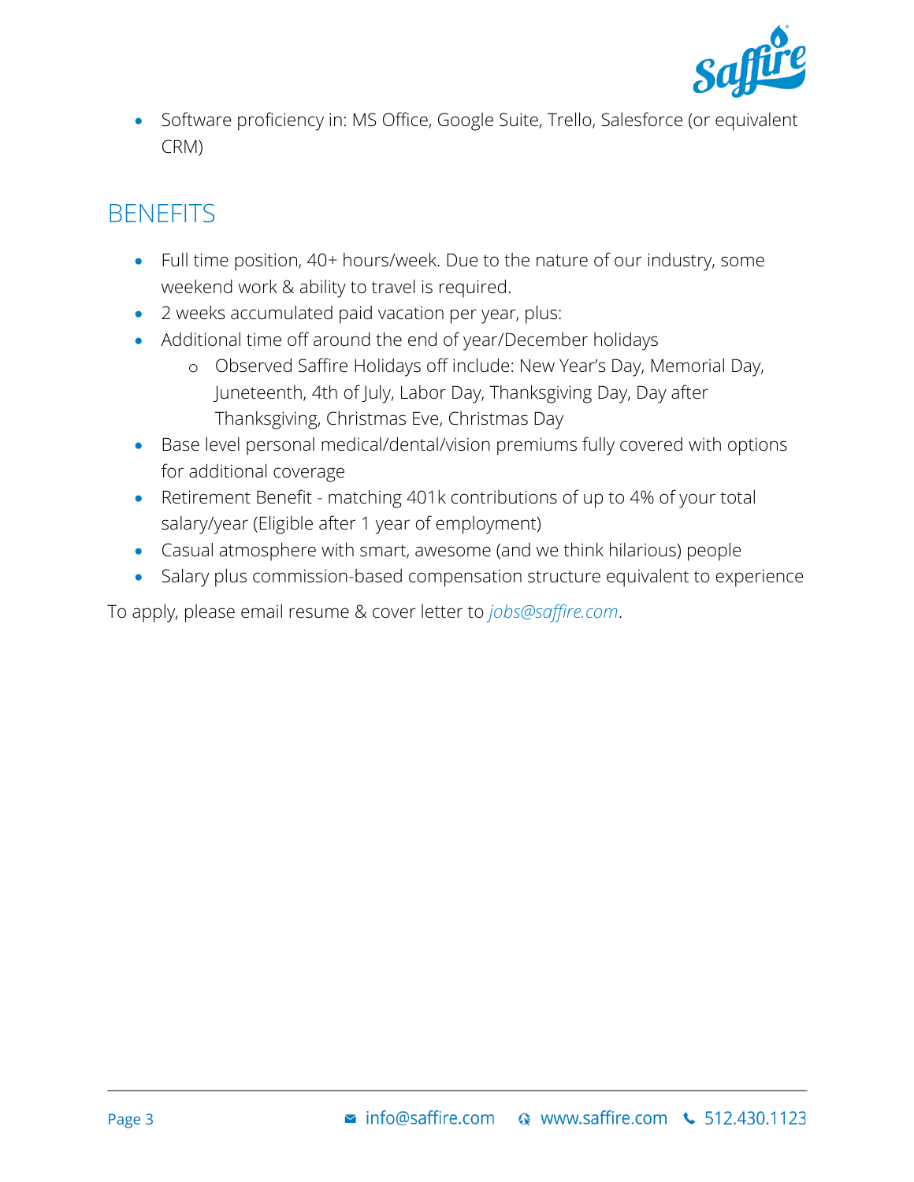- Software proficiency in: MS Office, Google Suite, Trello, Salesforce (or equivalent CRM)

## BENEFITS

- Full time position, 40+ hours/week. Due to the nature of our industry, some weekend work & ability to travel is required.
- 2 weeks accumulated paid vacation per year, plus:
- Additional time off around the end of year/December holidays
    - Observed Saffire Holidays off include: New Year's Day, Memorial Day, Juneteenth, 4th of July, Labor Day, Thanksgiving Day, Day after Thanksgiving, Christmas Eve, Christmas Day
- Base level personal medical/dental/vision premiums fully covered with options for additional coverage
- Retirement Benefit - matching 401k contributions of up to 4% of your total salary/year (Eligible after 1 year of employment)
- Casual atmosphere with smart, awesome (and we think hilarious) people
- Salary plus commission-based compensation structure equivalent to experience

To apply, please email resume & cover letter to *jobs@saffire.com*.